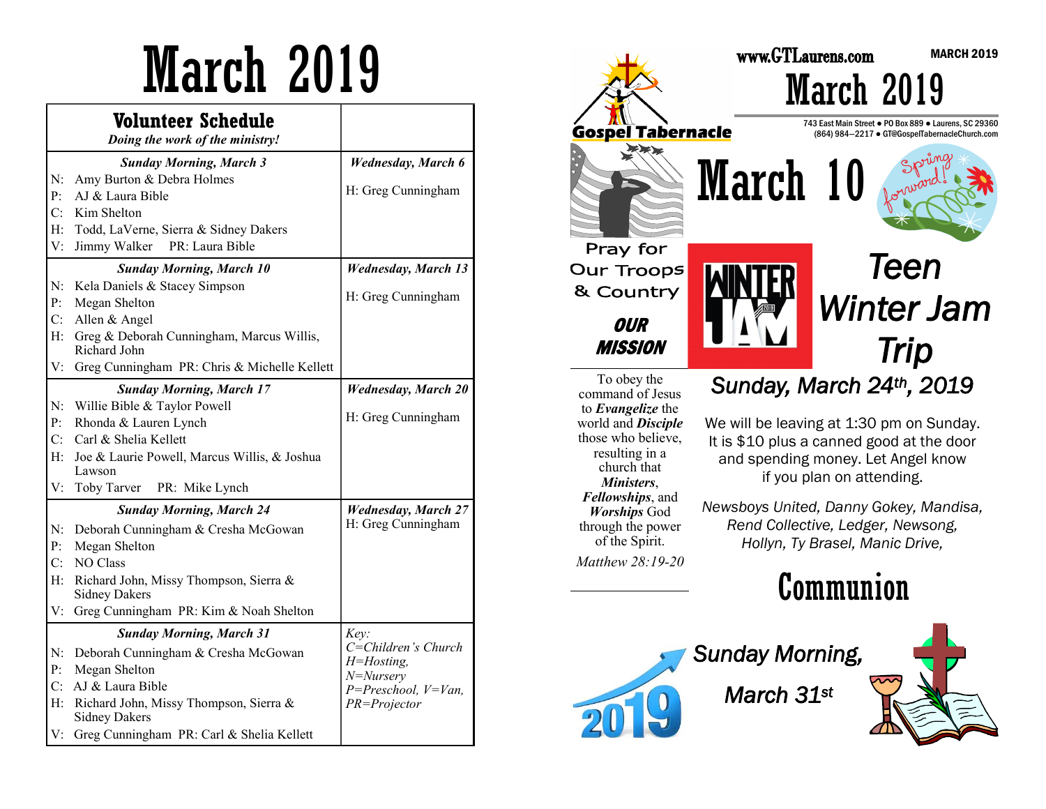# March 2019

## Volunteer Schedule

*Doing the work of the ministry!*

| Sunday Morning | Wednesday |
|---|---|
| ***Sunday Morning, March 3***<br>N: Amy Burton & Debra Holmes<br>P: AJ & Laura Bible<br>C: Kim Shelton<br>H: Todd, LaVerne, Sierra & Sidney Dakers<br>V: Jimmy Walker PR: Laura Bible | ***Wednesday, March 6***<br>H: Greg Cunningham |
| ***Sunday Morning, March 10***<br>N: Kela Daniels & Stacey Simpson<br>P: Megan Shelton<br>C: Allen & Angel<br>H: Greg & Deborah Cunningham, Marcus Willis, Richard John<br>V: Greg Cunningham PR: Chris & Michelle Kellett | ***Wednesday, March 13***<br>H: Greg Cunningham |
| ***Sunday Morning, March 17***<br>N: Willie Bible & Taylor Powell<br>P: Rhonda & Lauren Lynch<br>C: Carl & Shelia Kellett<br>H: Joe & Laurie Powell, Marcus Willis, & Joshua Lawson<br>V: Toby Tarver PR: Mike Lynch | ***Wednesday, March 20***<br>H: Greg Cunningham |
| ***Sunday Morning, March 24***<br>N: Deborah Cunningham & Cresha McGowan<br>P: Megan Shelton<br>C: NO Class<br>H: Richard John, Missy Thompson, Sierra & Sidney Dakers<br>V: Greg Cunningham PR: Kim & Noah Shelton | ***Wednesday, March 27***<br>H: Greg Cunningham |
| ***Sunday Morning, March 31***<br>N: Deborah Cunningham & Cresha McGowan<br>P: Megan Shelton<br>C: AJ & Laura Bible<br>H: Richard John, Missy Thompson, Sierra & Sidney Dakers<br>V: Greg Cunningham PR: Carl & Shelia Kellett | *Key:*<br>*C=Children's Church*<br>*H=Hosting,*<br>*N=Nursery*<br>*P=Preschool, V=Van,*<br>*PR=Projector* |

www.GTLaurens.com

MARCH 2019

# March 2019

**Gospel Tabernacle**

743 East Main Street ● PO Box 889 ● Laurens, SC 29360
(864) 984—2217 ● GT@GospelTabernacleChurch.com

## March 10

Spring forward!

Pray for Our Troops & Country

### OUR MISSION

To obey the command of Jesus to ***Evangelize*** the world and ***Disciple*** those who believe, resulting in a church that ***Ministers***, ***Fellowships***, and ***Worships*** God through the power of the Spirit.

*Matthew 28:19-20*

## *Teen Winter Jam Trip*

### *Sunday, March 24th, 2019*

We will be leaving at 1:30 pm on Sunday. It is $10 plus a canned good at the door and spending money. Let Angel know if you plan on attending.

*Newsboys United, Danny Gokey, Mandisa, Rend Collective, Ledger, Newsong, Hollyn, Ty Brasel, Manic Drive,*

## Communion

*Sunday Morning,*

*March 31st*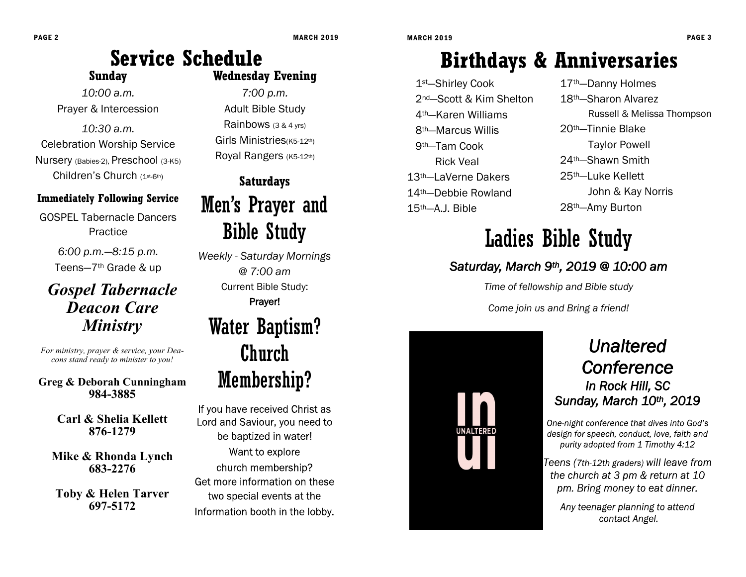# Service Schedule

### Sunday

*10:00 a.m.*

Prayer & Intercession

*10:30 a.m.*

Celebration Worship Service

Nursery (Babies-2), Preschool (3-K5)

Children's Church (1st-6th)

### Immediately Following Service

GOSPEL Tabernacle Dancers Practice

*6:00 p.m.—8:15 p.m.*

Teens—7th Grade & up

## *Gospel Tabernacle Deacon Care Ministry*

*For ministry, prayer & service, your Deacons stand ready to minister to you!*

**Greg & Deborah Cunningham 984-3885**

**Carl & Shelia Kellett 876-1279**

**Mike & Rhonda Lynch 683-2276**

**Toby & Helen Tarver 697-5172**

### Wednesday Evening

*7:00 p.m.*

Adult Bible Study

Rainbows (3 & 4 yrs)

Girls Ministries(K5-12th)

Royal Rangers (K5-12th)

### Saturdays

## Men's Prayer and Bible Study

*Weekly - Saturday Mornings @ 7:00 am*

Current Bible Study:

Prayer!

## Water Baptism? Church Membership?

If you have received Christ as Lord and Saviour, you need to be baptized in water!

Want to explore church membership?

Get more information on these two special events at the Information booth in the lobby.

# Birthdays & Anniversaries

1st—Shirley Cook
2nd—Scott & Kim Shelton
4th—Karen Williams
8th—Marcus Willis
9th—Tam Cook
Rick Veal
13th—LaVerne Dakers
14th—Debbie Rowland
15th—A.J. Bible
17th—Danny Holmes
18th—Sharon Alvarez
Russell & Melissa Thompson
20th—Tinnie Blake
Taylor Powell
24th—Shawn Smith
25th—Luke Kellett
John & Kay Norris
28th—Amy Burton

# Ladies Bible Study

***Saturday, March 9th, 2019 @ 10:00 am***

*Time of fellowship and Bible study*

*Come join us and Bring a friend!*

## *Unaltered Conference*

### *In Rock Hill, SC Sunday, March 10th, 2019*

*One-night conference that dives into God's design for speech, conduct, love, faith and purity adopted from 1 Timothy 4:12*

*Teens (7th-12th graders) will leave from the church at 3 pm & return at 10 pm. Bring money to eat dinner.*

*Any teenager planning to attend contact Angel.*